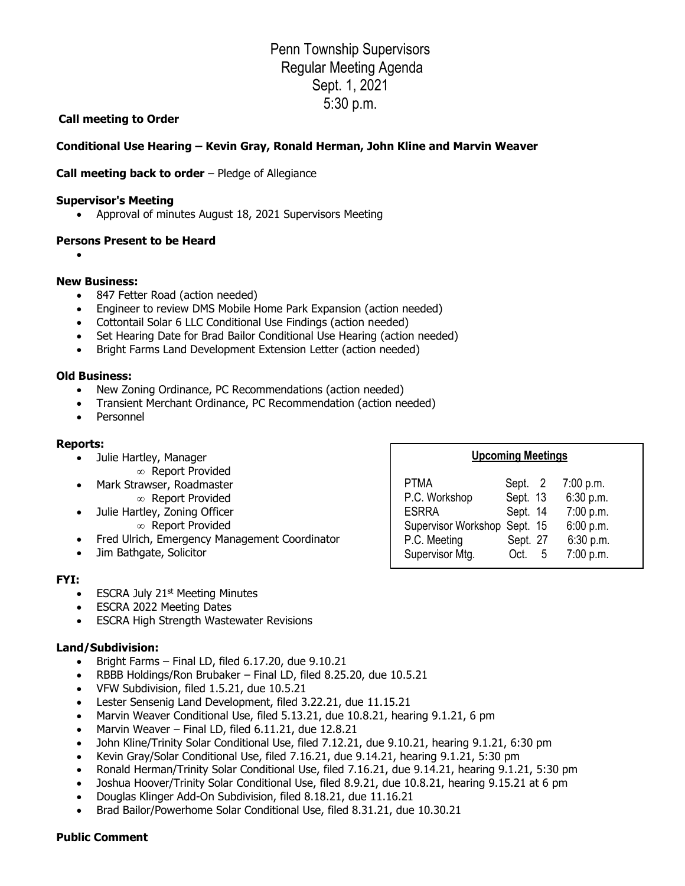# Penn Township Supervisors
## Regular Meeting Agenda
## Sept. 1, 2021
## 5:30 p.m.

**Call meeting to Order**

**Conditional Use Hearing – Kevin Gray, Ronald Herman, John Kline and Marvin Weaver**

**Call meeting back to order** – Pledge of Allegiance

**Supervisor's Meeting**

- Approval of minutes August 18, 2021 Supervisors Meeting

**Persons Present to be Heard**

- 

**New Business:**

- 847 Fetter Road (action needed)
- Engineer to review DMS Mobile Home Park Expansion (action needed)
- Cottontail Solar 6 LLC Conditional Use Findings (action needed)
- Set Hearing Date for Brad Bailor Conditional Use Hearing (action needed)
- Bright Farms Land Development Extension Letter (action needed)

**Old Business:**

- New Zoning Ordinance, PC Recommendations (action needed)
- Transient Merchant Ordinance, PC Recommendation (action needed)
- Personnel

**Reports:**

- Julie Hartley, Manager
  - Report Provided
- Mark Strawser, Roadmaster
  - Report Provided
- Julie Hartley, Zoning Officer
  - Report Provided
- Fred Ulrich, Emergency Management Coordinator
- Jim Bathgate, Solicitor

**Upcoming Meetings**

| Meeting | Date | Time |
|---|---|---|
| PTMA | Sept. 2 | 7:00 p.m. |
| P.C. Workshop | Sept. 13 | 6:30 p.m. |
| ESRRA | Sept. 14 | 7:00 p.m. |
| Supervisor Workshop | Sept. 15 | 6:00 p.m. |
| P.C. Meeting | Sept. 27 | 6:30 p.m. |
| Supervisor Mtg. | Oct. 5 | 7:00 p.m. |

**FYI:**

- ESCRA July 21st Meeting Minutes
- ESCRA 2022 Meeting Dates
- ESCRA High Strength Wastewater Revisions

**Land/Subdivision:**

- Bright Farms – Final LD, filed 6.17.20, due 9.10.21
- RBBB Holdings/Ron Brubaker – Final LD, filed 8.25.20, due 10.5.21
- VFW Subdivision, filed 1.5.21, due 10.5.21
- Lester Sensenig Land Development, filed 3.22.21, due 11.15.21
- Marvin Weaver Conditional Use, filed 5.13.21, due 10.8.21, hearing 9.1.21, 6 pm
- Marvin Weaver – Final LD, filed 6.11.21, due 12.8.21
- John Kline/Trinity Solar Conditional Use, filed 7.12.21, due 9.10.21, hearing 9.1.21, 6:30 pm
- Kevin Gray/Solar Conditional Use, filed 7.16.21, due 9.14.21, hearing 9.1.21, 5:30 pm
- Ronald Herman/Trinity Solar Conditional Use, filed 7.16.21, due 9.14.21, hearing 9.1.21, 5:30 pm
- Joshua Hoover/Trinity Solar Conditional Use, filed 8.9.21, due 10.8.21, hearing 9.15.21 at 6 pm
- Douglas Klinger Add-On Subdivision, filed 8.18.21, due 11.16.21
- Brad Bailor/Powerhome Solar Conditional Use, filed 8.31.21, due 10.30.21

**Public Comment**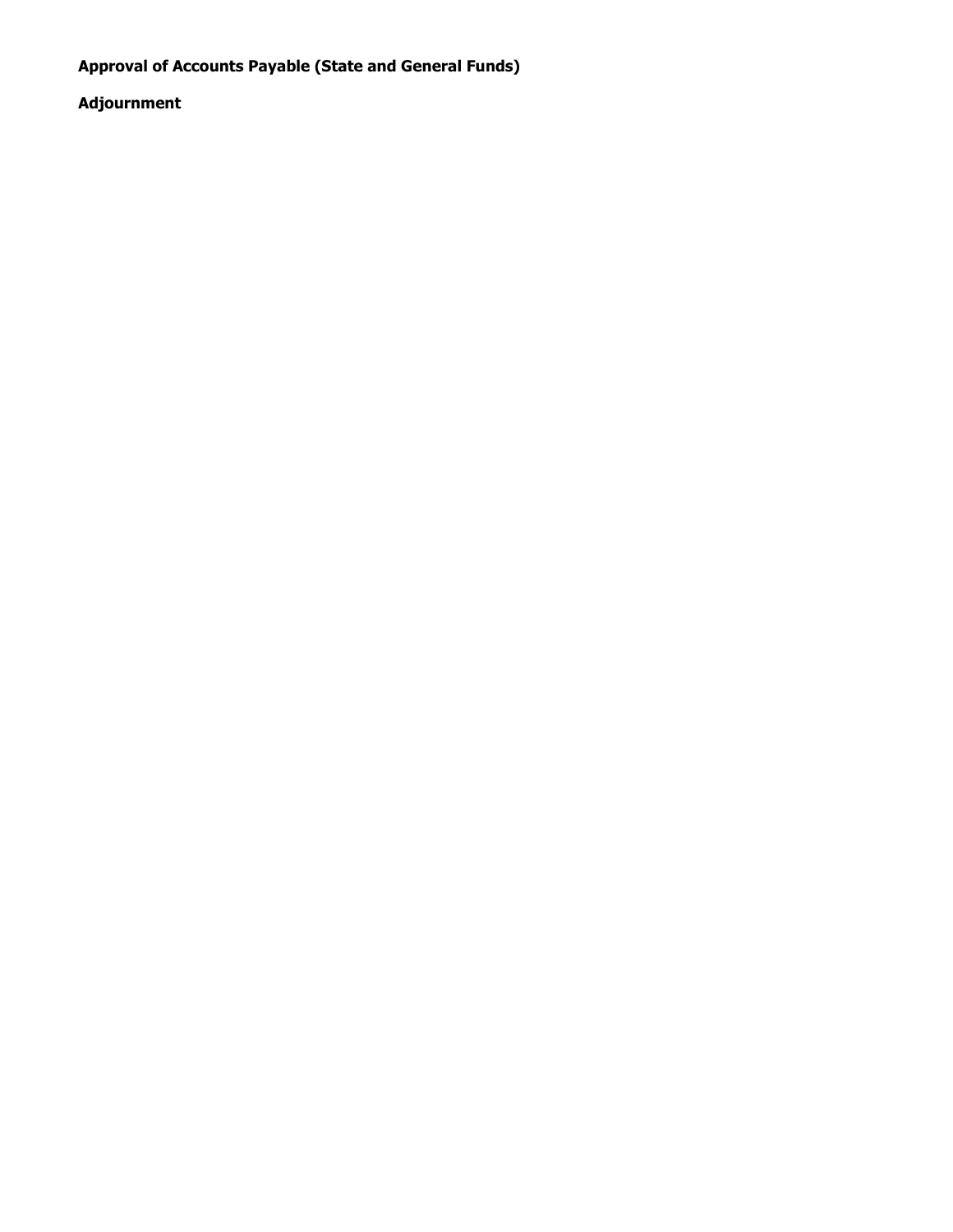**Approval of Accounts Payable (State and General Funds)**

**Adjournment**